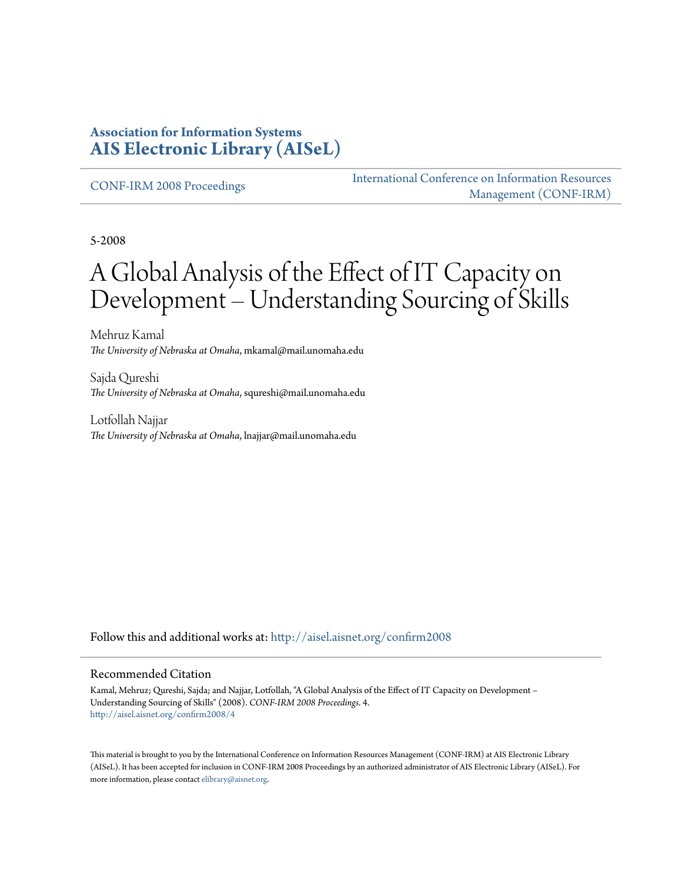**Association for Information Systems**
**AIS Electronic Library (AISeL)**

CONF-IRM 2008 Proceedings

International Conference on Information Resources Management (CONF-IRM)

5-2008

# A Global Analysis of the Effect of IT Capacity on Development – Understanding Sourcing of Skills

Mehruz Kamal
*The University of Nebraska at Omaha*, mkamal@mail.unomaha.edu

Sajda Qureshi
*The University of Nebraska at Omaha*, squreshi@mail.unomaha.edu

Lotfollah Najjar
*The University of Nebraska at Omaha*, lnajjar@mail.unomaha.edu

Follow this and additional works at: http://aisel.aisnet.org/confirm2008

## Recommended Citation

Kamal, Mehruz; Qureshi, Sajda; and Najjar, Lotfollah, "A Global Analysis of the Effect of IT Capacity on Development – Understanding Sourcing of Skills" (2008). *CONF-IRM 2008 Proceedings*. 4.
http://aisel.aisnet.org/confirm2008/4

This material is brought to you by the International Conference on Information Resources Management (CONF-IRM) at AIS Electronic Library (AISeL). It has been accepted for inclusion in CONF-IRM 2008 Proceedings by an authorized administrator of AIS Electronic Library (AISeL). For more information, please contact elibrary@aisnet.org.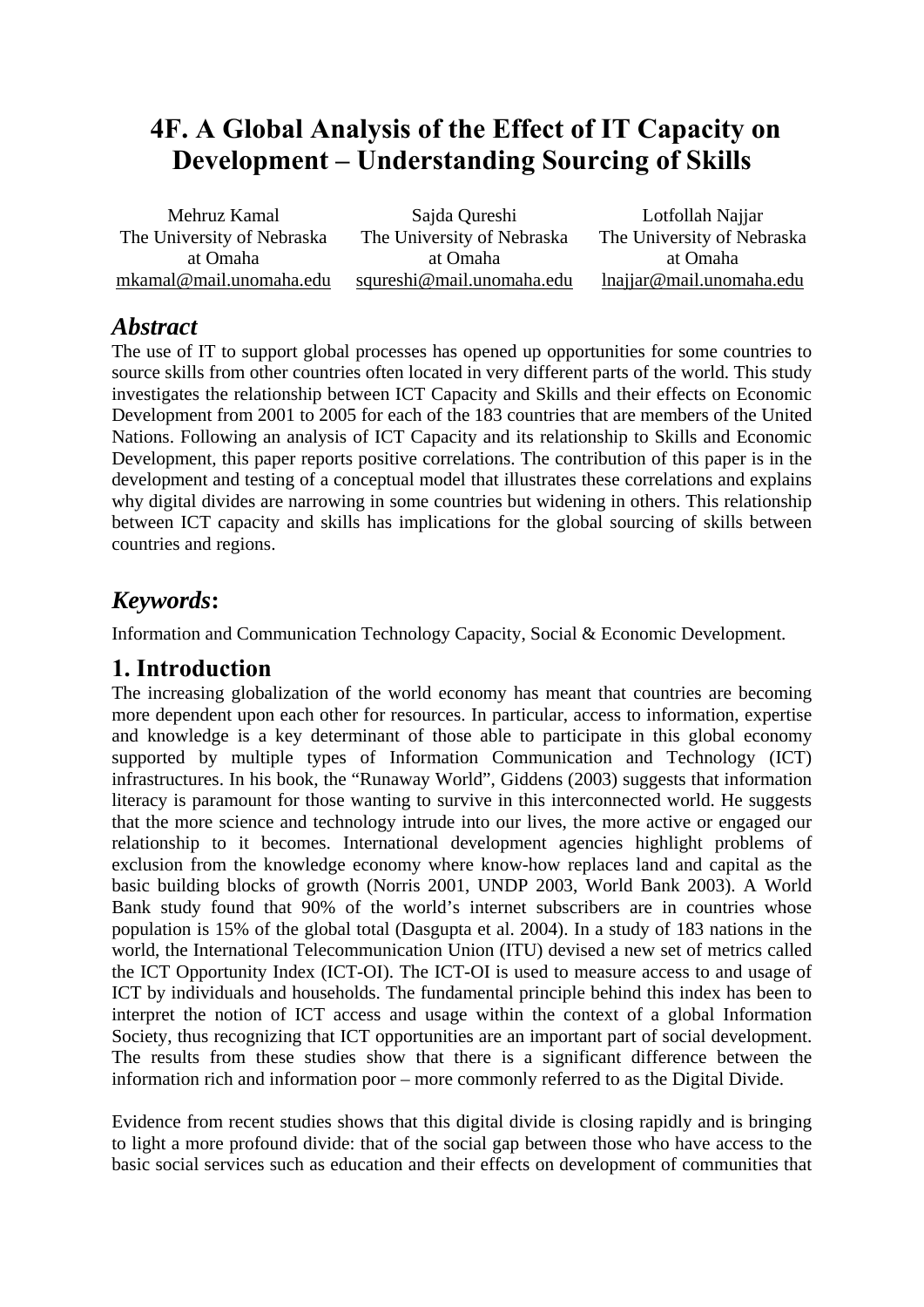# 4F. A Global Analysis of the Effect of IT Capacity on Development – Understanding Sourcing of Skills

Mehruz Kamal
The University of Nebraska at Omaha
mkamal@mail.unomaha.edu

Sajda Qureshi
The University of Nebraska at Omaha
squreshi@mail.unomaha.edu

Lotfollah Najjar
The University of Nebraska at Omaha
lnajjar@mail.unomaha.edu

## *Abstract*

The use of IT to support global processes has opened up opportunities for some countries to source skills from other countries often located in very different parts of the world. This study investigates the relationship between ICT Capacity and Skills and their effects on Economic Development from 2001 to 2005 for each of the 183 countries that are members of the United Nations. Following an analysis of ICT Capacity and its relationship to Skills and Economic Development, this paper reports positive correlations. The contribution of this paper is in the development and testing of a conceptual model that illustrates these correlations and explains why digital divides are narrowing in some countries but widening in others. This relationship between ICT capacity and skills has implications for the global sourcing of skills between countries and regions.

## *Keywords*:

Information and Communication Technology Capacity, Social & Economic Development.

## 1. Introduction

The increasing globalization of the world economy has meant that countries are becoming more dependent upon each other for resources. In particular, access to information, expertise and knowledge is a key determinant of those able to participate in this global economy supported by multiple types of Information Communication and Technology (ICT) infrastructures. In his book, the "Runaway World", Giddens (2003) suggests that information literacy is paramount for those wanting to survive in this interconnected world. He suggests that the more science and technology intrude into our lives, the more active or engaged our relationship to it becomes. International development agencies highlight problems of exclusion from the knowledge economy where know-how replaces land and capital as the basic building blocks of growth (Norris 2001, UNDP 2003, World Bank 2003). A World Bank study found that 90% of the world's internet subscribers are in countries whose population is 15% of the global total (Dasgupta et al. 2004). In a study of 183 nations in the world, the International Telecommunication Union (ITU) devised a new set of metrics called the ICT Opportunity Index (ICT-OI). The ICT-OI is used to measure access to and usage of ICT by individuals and households. The fundamental principle behind this index has been to interpret the notion of ICT access and usage within the context of a global Information Society, thus recognizing that ICT opportunities are an important part of social development. The results from these studies show that there is a significant difference between the information rich and information poor – more commonly referred to as the Digital Divide.

Evidence from recent studies shows that this digital divide is closing rapidly and is bringing to light a more profound divide: that of the social gap between those who have access to the basic social services such as education and their effects on development of communities that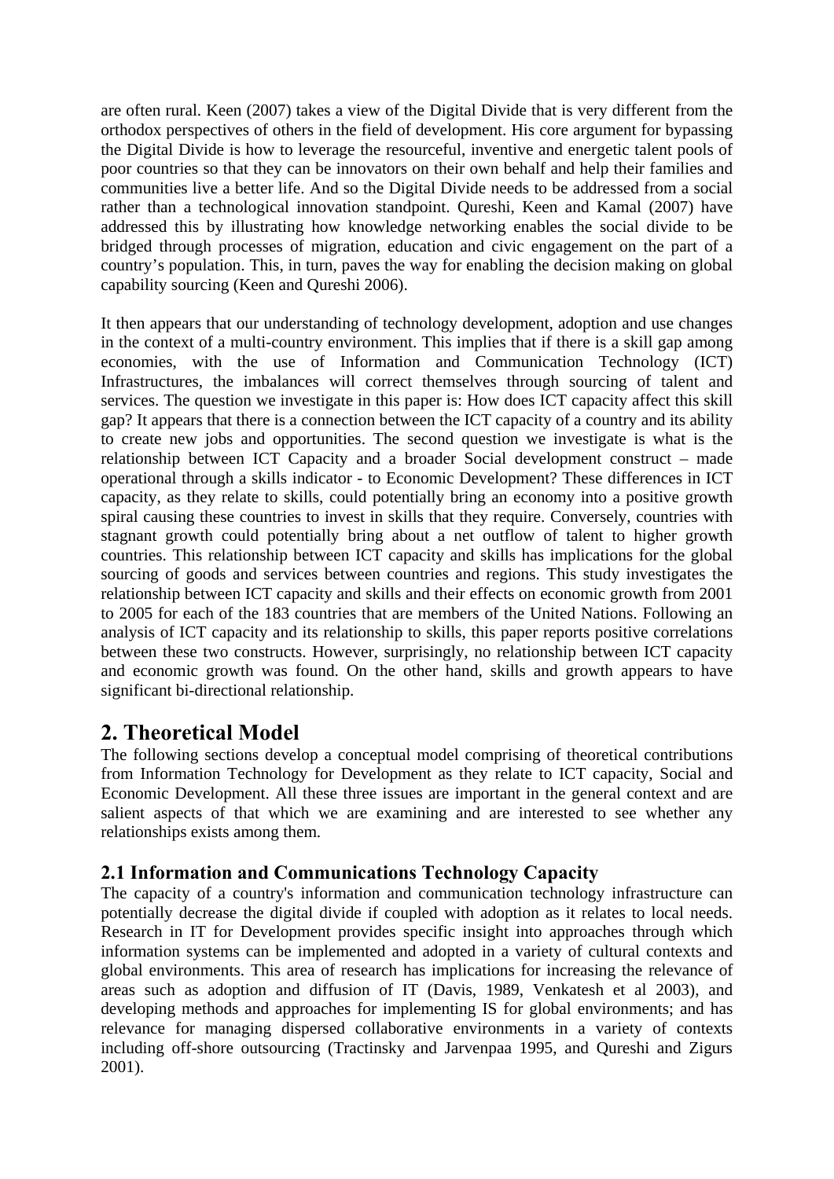are often rural. Keen (2007) takes a view of the Digital Divide that is very different from the orthodox perspectives of others in the field of development. His core argument for bypassing the Digital Divide is how to leverage the resourceful, inventive and energetic talent pools of poor countries so that they can be innovators on their own behalf and help their families and communities live a better life. And so the Digital Divide needs to be addressed from a social rather than a technological innovation standpoint. Qureshi, Keen and Kamal (2007) have addressed this by illustrating how knowledge networking enables the social divide to be bridged through processes of migration, education and civic engagement on the part of a country's population. This, in turn, paves the way for enabling the decision making on global capability sourcing (Keen and Qureshi 2006).

It then appears that our understanding of technology development, adoption and use changes in the context of a multi-country environment. This implies that if there is a skill gap among economies, with the use of Information and Communication Technology (ICT) Infrastructures, the imbalances will correct themselves through sourcing of talent and services. The question we investigate in this paper is: How does ICT capacity affect this skill gap? It appears that there is a connection between the ICT capacity of a country and its ability to create new jobs and opportunities. The second question we investigate is what is the relationship between ICT Capacity and a broader Social development construct – made operational through a skills indicator - to Economic Development? These differences in ICT capacity, as they relate to skills, could potentially bring an economy into a positive growth spiral causing these countries to invest in skills that they require. Conversely, countries with stagnant growth could potentially bring about a net outflow of talent to higher growth countries. This relationship between ICT capacity and skills has implications for the global sourcing of goods and services between countries and regions. This study investigates the relationship between ICT capacity and skills and their effects on economic growth from 2001 to 2005 for each of the 183 countries that are members of the United Nations. Following an analysis of ICT capacity and its relationship to skills, this paper reports positive correlations between these two constructs. However, surprisingly, no relationship between ICT capacity and economic growth was found. On the other hand, skills and growth appears to have significant bi-directional relationship.

## 2. Theoretical Model

The following sections develop a conceptual model comprising of theoretical contributions from Information Technology for Development as they relate to ICT capacity, Social and Economic Development. All these three issues are important in the general context and are salient aspects of that which we are examining and are interested to see whether any relationships exists among them.

### 2.1 Information and Communications Technology Capacity

The capacity of a country's information and communication technology infrastructure can potentially decrease the digital divide if coupled with adoption as it relates to local needs. Research in IT for Development provides specific insight into approaches through which information systems can be implemented and adopted in a variety of cultural contexts and global environments. This area of research has implications for increasing the relevance of areas such as adoption and diffusion of IT (Davis, 1989, Venkatesh et al 2003), and developing methods and approaches for implementing IS for global environments; and has relevance for managing dispersed collaborative environments in a variety of contexts including off-shore outsourcing (Tractinsky and Jarvenpaa 1995, and Qureshi and Zigurs 2001).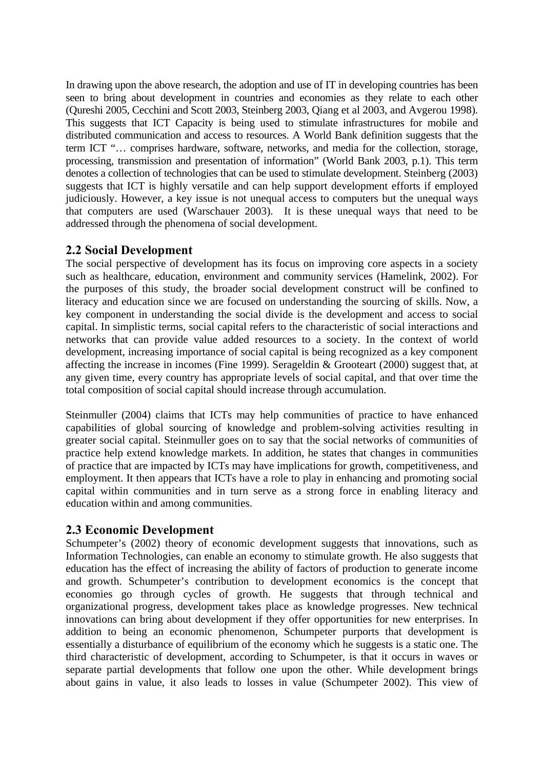In drawing upon the above research, the adoption and use of IT in developing countries has been seen to bring about development in countries and economies as they relate to each other (Qureshi 2005, Cecchini and Scott 2003, Steinberg 2003, Qiang et al 2003, and Avgerou 1998). This suggests that ICT Capacity is being used to stimulate infrastructures for mobile and distributed communication and access to resources. A World Bank definition suggests that the term ICT "… comprises hardware, software, networks, and media for the collection, storage, processing, transmission and presentation of information" (World Bank 2003, p.1). This term denotes a collection of technologies that can be used to stimulate development. Steinberg (2003) suggests that ICT is highly versatile and can help support development efforts if employed judiciously. However, a key issue is not unequal access to computers but the unequal ways that computers are used (Warschauer 2003). It is these unequal ways that need to be addressed through the phenomena of social development.

## 2.2 Social Development

The social perspective of development has its focus on improving core aspects in a society such as healthcare, education, environment and community services (Hamelink, 2002). For the purposes of this study, the broader social development construct will be confined to literacy and education since we are focused on understanding the sourcing of skills. Now, a key component in understanding the social divide is the development and access to social capital. In simplistic terms, social capital refers to the characteristic of social interactions and networks that can provide value added resources to a society. In the context of world development, increasing importance of social capital is being recognized as a key component affecting the increase in incomes (Fine 1999). Serageldin & Grooteart (2000) suggest that, at any given time, every country has appropriate levels of social capital, and that over time the total composition of social capital should increase through accumulation.

Steinmuller (2004) claims that ICTs may help communities of practice to have enhanced capabilities of global sourcing of knowledge and problem-solving activities resulting in greater social capital. Steinmuller goes on to say that the social networks of communities of practice help extend knowledge markets. In addition, he states that changes in communities of practice that are impacted by ICTs may have implications for growth, competitiveness, and employment. It then appears that ICTs have a role to play in enhancing and promoting social capital within communities and in turn serve as a strong force in enabling literacy and education within and among communities.

## 2.3 Economic Development

Schumpeter's (2002) theory of economic development suggests that innovations, such as Information Technologies, can enable an economy to stimulate growth. He also suggests that education has the effect of increasing the ability of factors of production to generate income and growth. Schumpeter's contribution to development economics is the concept that economies go through cycles of growth. He suggests that through technical and organizational progress, development takes place as knowledge progresses. New technical innovations can bring about development if they offer opportunities for new enterprises. In addition to being an economic phenomenon, Schumpeter purports that development is essentially a disturbance of equilibrium of the economy which he suggests is a static one. The third characteristic of development, according to Schumpeter, is that it occurs in waves or separate partial developments that follow one upon the other. While development brings about gains in value, it also leads to losses in value (Schumpeter 2002). This view of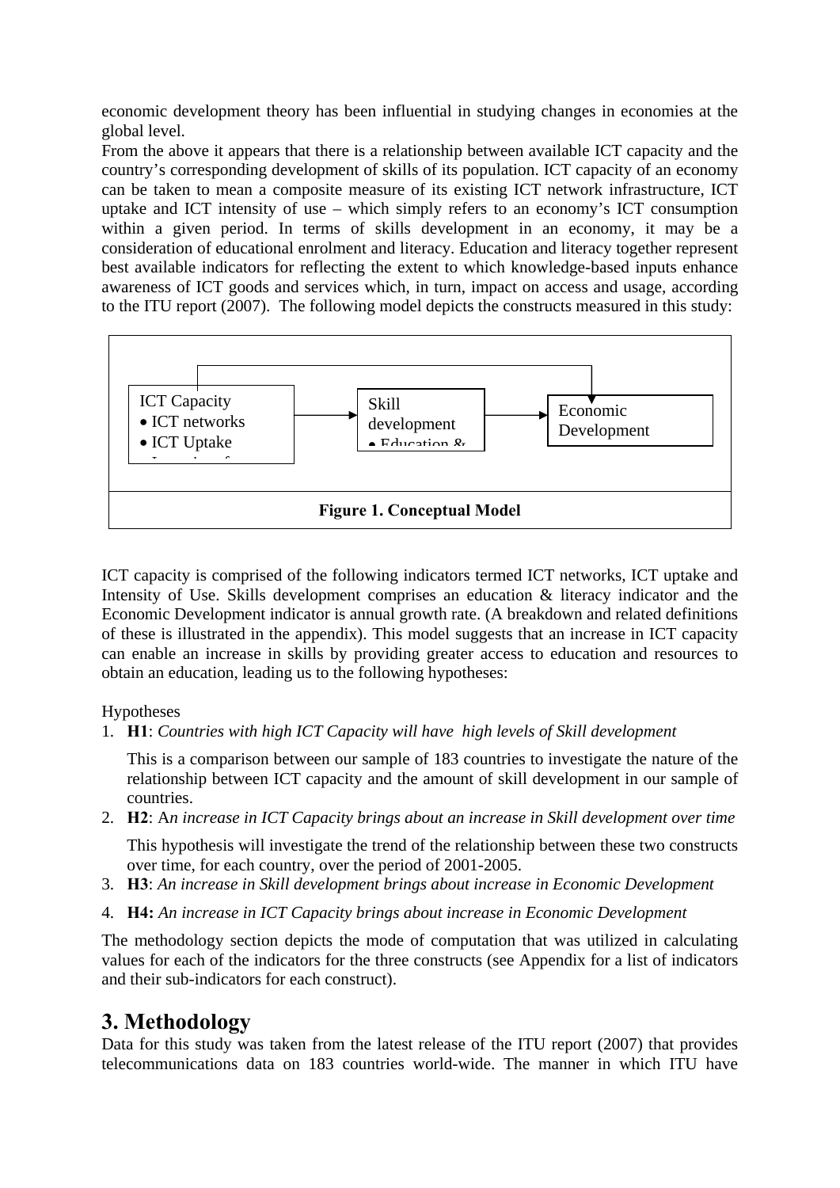economic development theory has been influential in studying changes in economies at the global level.

From the above it appears that there is a relationship between available ICT capacity and the country's corresponding development of skills of its population. ICT capacity of an economy can be taken to mean a composite measure of its existing ICT network infrastructure, ICT uptake and ICT intensity of use – which simply refers to an economy's ICT consumption within a given period. In terms of skills development in an economy, it may be a consideration of educational enrolment and literacy. Education and literacy together represent best available indicators for reflecting the extent to which knowledge-based inputs enhance awareness of ICT goods and services which, in turn, impact on access and usage, according to the ITU report (2007). The following model depicts the constructs measured in this study:

ICT Capacity
- ICT networks
- ICT Uptake

Skill development
- Education &

Economic Development

**Figure 1. Conceptual Model**

ICT capacity is comprised of the following indicators termed ICT networks, ICT uptake and Intensity of Use. Skills development comprises an education & literacy indicator and the Economic Development indicator is annual growth rate. (A breakdown and related definitions of these is illustrated in the appendix). This model suggests that an increase in ICT capacity can enable an increase in skills by providing greater access to education and resources to obtain an education, leading us to the following hypotheses:

Hypotheses

1. **H1**: *Countries with high ICT Capacity will have high levels of Skill development*

   This is a comparison between our sample of 183 countries to investigate the nature of the relationship between ICT capacity and the amount of skill development in our sample of countries.

2. **H2**: A*n increase in ICT Capacity brings about an increase in Skill development over time*

   This hypothesis will investigate the trend of the relationship between these two constructs over time, for each country, over the period of 2001-2005.

3. **H3**: *An increase in Skill development brings about increase in Economic Development*

4. **H4:** *An increase in ICT Capacity brings about increase in Economic Development*

The methodology section depicts the mode of computation that was utilized in calculating values for each of the indicators for the three constructs (see Appendix for a list of indicators and their sub-indicators for each construct).

# 3. Methodology

Data for this study was taken from the latest release of the ITU report (2007) that provides telecommunications data on 183 countries world-wide. The manner in which ITU have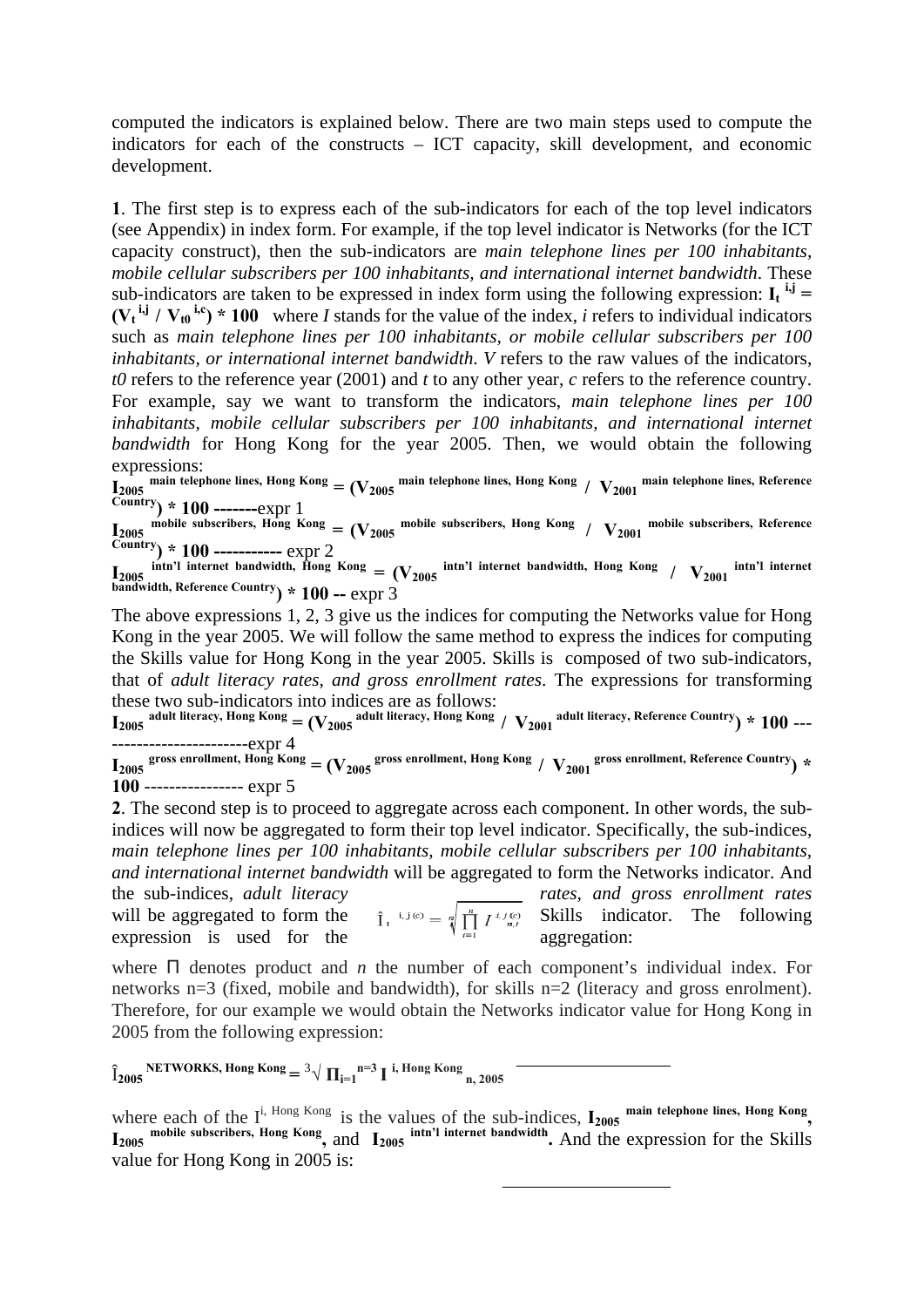computed the indicators is explained below. There are two main steps used to compute the indicators for each of the constructs – ICT capacity, skill development, and economic development.

**1**. The first step is to express each of the sub-indicators for each of the top level indicators (see Appendix) in index form. For example, if the top level indicator is Networks (for the ICT capacity construct), then the sub-indicators are *main telephone lines per 100 inhabitants, mobile cellular subscribers per 100 inhabitants, and international internet bandwidth*. These sub-indicators are taken to be expressed in index form using the following expression: $\mathbf{I_t^{i,j} = (V_t^{i,j} / V_{t0}^{i,c}) * 100}$ where *I* stands for the value of the index, *i* refers to individual indicators such as *main telephone lines per 100 inhabitants, or mobile cellular subscribers per 100 inhabitants, or international internet bandwidth*. *V* refers to the raw values of the indicators, *t0* refers to the reference year (2001) and *t* to any other year, *c* refers to the reference country. For example, say we want to transform the indicators, *main telephone lines per 100 inhabitants, mobile cellular subscribers per 100 inhabitants, and international internet bandwidth* for Hong Kong for the year 2005. Then, we would obtain the following expressions:

$\mathbf{I_{2005}^{\text{main telephone lines, Hong Kong}} = (V_{2005}^{\text{main telephone lines, Hong Kong}} / V_{2001}^{\text{main telephone lines, Reference Country}}) * 100}$ -------expr 1

$\mathbf{I_{2005}^{\text{mobile subscribers, Hong Kong}} = (V_{2005}^{\text{mobile subscribers, Hong Kong}} / V_{2001}^{\text{mobile subscribers, Reference Country}}) * 100}$ ----------- expr 2

$\mathbf{I_{2005}^{\text{intn'l internet bandwidth, Hong Kong}} = (V_{2005}^{\text{intn'l internet bandwidth, Hong Kong}} / V_{2001}^{\text{intn'l internet bandwidth, Reference Country}}) * 100}$ -- expr 3

The above expressions 1, 2, 3 give us the indices for computing the Networks value for Hong Kong in the year 2005. We will follow the same method to express the indices for computing the Skills value for Hong Kong in the year 2005. Skills is composed of two sub-indicators, that of *adult literacy rates, and gross enrollment rates*. The expressions for transforming these two sub-indicators into indices are as follows:

$\mathbf{I_{2005}^{\text{adult literacy, Hong Kong}} = (V_{2005}^{\text{adult literacy, Hong Kong}} / V_{2001}^{\text{adult literacy, Reference Country}}) * 100}$ -------------------------expr 4

$\mathbf{I_{2005}^{\text{gross enrollment, Hong Kong}} = (V_{2005}^{\text{gross enrollment, Hong Kong}} / V_{2001}^{\text{gross enrollment, Reference Country}}) * 100}$ ---------------- expr 5

**2**. The second step is to proceed to aggregate across each component. In other words, the sub-indices will now be aggregated to form their top level indicator. Specifically, the sub-indices, *main telephone lines per 100 inhabitants, mobile cellular subscribers per 100 inhabitants, and international internet bandwidth* will be aggregated to form the Networks indicator. And the sub-indices, *adult literacy rates, and gross enrollment rates* will be aggregated to form the Skills indicator. The following expression is used for the aggregation:

$$\hat{I}_t^{\,i,j(c)} = \sqrt[n]{\prod_{i=1}^{n} I_{n,t}^{\,i,j(c)}}$$

where Π denotes product and *n* the number of each component's individual index. For networks n=3 (fixed, mobile and bandwidth), for skills n=2 (literacy and gross enrolment). Therefore, for our example we would obtain the Networks indicator value for Hong Kong in 2005 from the following expression:

$$\hat{I}_{2005}^{\text{NETWORKS, Hong Kong}} = \sqrt[3]{\prod_{i=1}^{n=3} I_{n,\,2005}^{\,i,\text{ Hong Kong}}}$$

where each of the $I^{i,\text{ Hong Kong}}$ is the values of the sub-indices, $\mathbf{I_{2005}^{\text{main telephone lines, Hong Kong}}}$, $\mathbf{I_{2005}^{\text{mobile subscribers, Hong Kong}}}$, and $\mathbf{I_{2005}^{\text{intn'l internet bandwidth}}}$. And the expression for the Skills value for Hong Kong in 2005 is: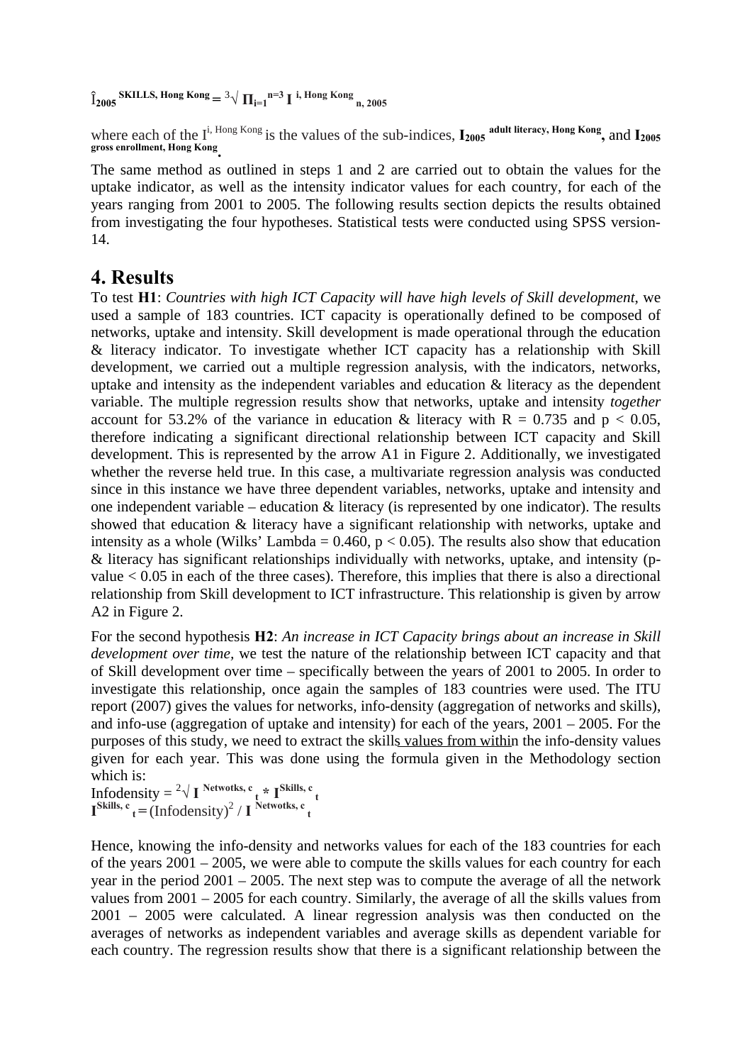$$\hat{I}_{2005}^{\text{SKILLS, Hong Kong}} = \sqrt[3]{\Pi_{i=1}^{n=3} I^{\text{ i, Hong Kong}}_{\text{n, 2005}}}$$

where each of the $I^{\text{i, Hong Kong}}$ is the values of the sub-indices, $\mathbf{I}_{2005}^{\textbf{adult literacy, Hong Kong}}$, and $\mathbf{I}_{2005}^{\textbf{gross enrollment, Hong Kong}}$.

The same method as outlined in steps 1 and 2 are carried out to obtain the values for the uptake indicator, as well as the intensity indicator values for each country, for each of the years ranging from 2001 to 2005. The following results section depicts the results obtained from investigating the four hypotheses. Statistical tests were conducted using SPSS version-14.

# 4. Results

To test **H1**: *Countries with high ICT Capacity will have high levels of Skill development*, we used a sample of 183 countries. ICT capacity is operationally defined to be composed of networks, uptake and intensity. Skill development is made operational through the education & literacy indicator. To investigate whether ICT capacity has a relationship with Skill development, we carried out a multiple regression analysis, with the indicators, networks, uptake and intensity as the independent variables and education & literacy as the dependent variable. The multiple regression results show that networks, uptake and intensity *together* account for 53.2% of the variance in education & literacy with $R = 0.735$ and $p < 0.05$, therefore indicating a significant directional relationship between ICT capacity and Skill development. This is represented by the arrow A1 in Figure 2. Additionally, we investigated whether the reverse held true. In this case, a multivariate regression analysis was conducted since in this instance we have three dependent variables, networks, uptake and intensity and one independent variable – education & literacy (is represented by one indicator). The results showed that education & literacy have a significant relationship with networks, uptake and intensity as a whole (Wilks' Lambda = 0.460, $p < 0.05$). The results also show that education & literacy has significant relationships individually with networks, uptake, and intensity (p-value $< 0.05$ in each of the three cases). Therefore, this implies that there is also a directional relationship from Skill development to ICT infrastructure. This relationship is given by arrow A2 in Figure 2.

For the second hypothesis **H2**: *An increase in ICT Capacity brings about an increase in Skill development over time*, we test the nature of the relationship between ICT capacity and that of Skill development over time – specifically between the years of 2001 to 2005. In order to investigate this relationship, once again the samples of 183 countries were used. The ITU report (2007) gives the values for networks, info-density (aggregation of networks and skills), and info-use (aggregation of uptake and intensity) for each of the years, 2001 – 2005. For the purposes of this study, we need to extract the skills values from within the info-density values given for each year. This was done using the formula given in the Methodology section which is:

$$\text{Infodensity} = \sqrt[2]{\mathbf{I}^{\text{ Netwotks, c}}_{\text{ t}} * \mathbf{I}^{\text{Skills, c}}_{\text{ t}}}$$

$$\mathbf{I}^{\text{Skills, c}}_{\text{ t}} = (\text{Infodensity})^2 / \mathbf{I}^{\text{ Netwotks, c}}_{\text{ t}}$$

Hence, knowing the info-density and networks values for each of the 183 countries for each of the years 2001 – 2005, we were able to compute the skills values for each country for each year in the period 2001 – 2005. The next step was to compute the average of all the network values from 2001 – 2005 for each country. Similarly, the average of all the skills values from 2001 – 2005 were calculated. A linear regression analysis was then conducted on the averages of networks as independent variables and average skills as dependent variable for each country. The regression results show that there is a significant relationship between the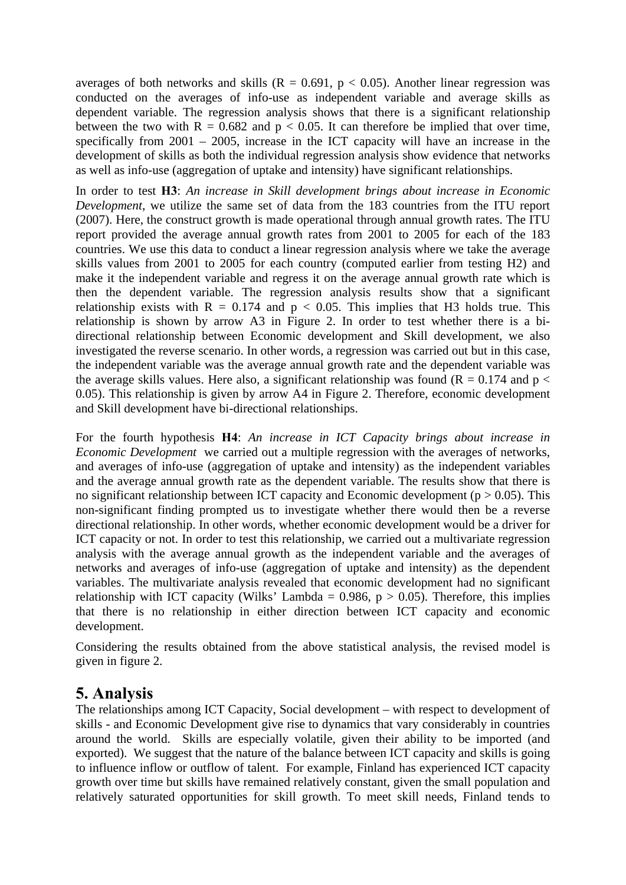averages of both networks and skills ($R = 0.691$, $p < 0.05$). Another linear regression was conducted on the averages of info-use as independent variable and average skills as dependent variable. The regression analysis shows that there is a significant relationship between the two with $R = 0.682$ and $p < 0.05$. It can therefore be implied that over time, specifically from 2001 – 2005, increase in the ICT capacity will have an increase in the development of skills as both the individual regression analysis show evidence that networks as well as info-use (aggregation of uptake and intensity) have significant relationships.

In order to test **H3**: *An increase in Skill development brings about increase in Economic Development*, we utilize the same set of data from the 183 countries from the ITU report (2007). Here, the construct growth is made operational through annual growth rates. The ITU report provided the average annual growth rates from 2001 to 2005 for each of the 183 countries. We use this data to conduct a linear regression analysis where we take the average skills values from 2001 to 2005 for each country (computed earlier from testing H2) and make it the independent variable and regress it on the average annual growth rate which is then the dependent variable. The regression analysis results show that a significant relationship exists with $R = 0.174$ and $p < 0.05$. This implies that H3 holds true. This relationship is shown by arrow A3 in Figure 2. In order to test whether there is a bi-directional relationship between Economic development and Skill development, we also investigated the reverse scenario. In other words, a regression was carried out but in this case, the independent variable was the average annual growth rate and the dependent variable was the average skills values. Here also, a significant relationship was found ($R = 0.174$ and $p < 0.05$). This relationship is given by arrow A4 in Figure 2. Therefore, economic development and Skill development have bi-directional relationships.

For the fourth hypothesis **H4**: *An increase in ICT Capacity brings about increase in Economic Development* we carried out a multiple regression with the averages of networks, and averages of info-use (aggregation of uptake and intensity) as the independent variables and the average annual growth rate as the dependent variable. The results show that there is no significant relationship between ICT capacity and Economic development ($p > 0.05$). This non-significant finding prompted us to investigate whether there would then be a reverse directional relationship. In other words, whether economic development would be a driver for ICT capacity or not. In order to test this relationship, we carried out a multivariate regression analysis with the average annual growth as the independent variable and the averages of networks and averages of info-use (aggregation of uptake and intensity) as the dependent variables. The multivariate analysis revealed that economic development had no significant relationship with ICT capacity (Wilks' Lambda = 0.986, $p > 0.05$). Therefore, this implies that there is no relationship in either direction between ICT capacity and economic development.

Considering the results obtained from the above statistical analysis, the revised model is given in figure 2.

## 5. Analysis

The relationships among ICT Capacity, Social development – with respect to development of skills - and Economic Development give rise to dynamics that vary considerably in countries around the world. Skills are especially volatile, given their ability to be imported (and exported). We suggest that the nature of the balance between ICT capacity and skills is going to influence inflow or outflow of talent. For example, Finland has experienced ICT capacity growth over time but skills have remained relatively constant, given the small population and relatively saturated opportunities for skill growth. To meet skill needs, Finland tends to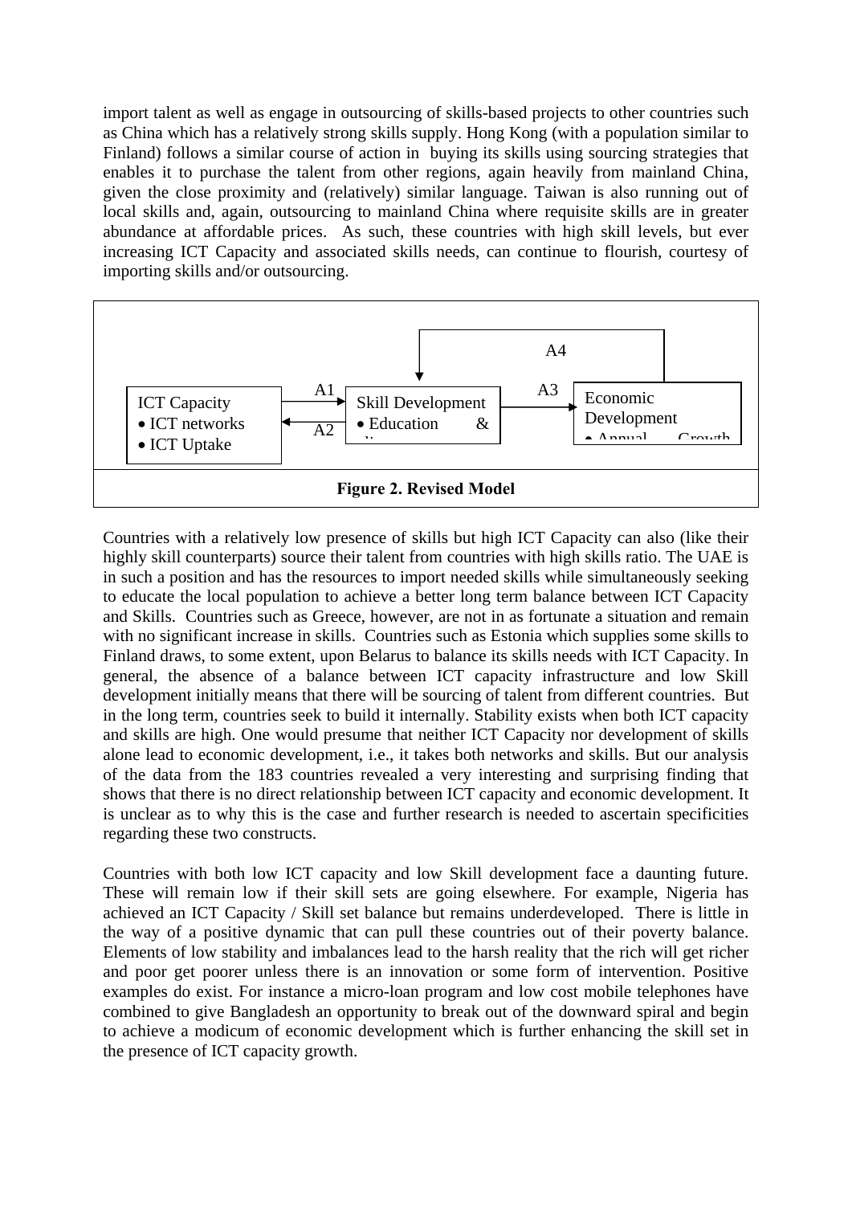import talent as well as engage in outsourcing of skills-based projects to other countries such as China which has a relatively strong skills supply. Hong Kong (with a population similar to Finland) follows a similar course of action in buying its skills using sourcing strategies that enables it to purchase the talent from other regions, again heavily from mainland China, given the close proximity and (relatively) similar language. Taiwan is also running out of local skills and, again, outsourcing to mainland China where requisite skills are in greater abundance at affordable prices. As such, these countries with high skill levels, but ever increasing ICT Capacity and associated skills needs, can continue to flourish, courtesy of importing skills and/or outsourcing.

ICT Capacity
- ICT networks
- ICT Uptake

A1 A2

Skill Development
- Education &

A3 A4

Economic Development
- Annual Growth

**Figure 2. Revised Model**

Countries with a relatively low presence of skills but high ICT Capacity can also (like their highly skill counterparts) source their talent from countries with high skills ratio. The UAE is in such a position and has the resources to import needed skills while simultaneously seeking to educate the local population to achieve a better long term balance between ICT Capacity and Skills. Countries such as Greece, however, are not in as fortunate a situation and remain with no significant increase in skills. Countries such as Estonia which supplies some skills to Finland draws, to some extent, upon Belarus to balance its skills needs with ICT Capacity. In general, the absence of a balance between ICT capacity infrastructure and low Skill development initially means that there will be sourcing of talent from different countries. But in the long term, countries seek to build it internally. Stability exists when both ICT capacity and skills are high. One would presume that neither ICT Capacity nor development of skills alone lead to economic development, i.e., it takes both networks and skills. But our analysis of the data from the 183 countries revealed a very interesting and surprising finding that shows that there is no direct relationship between ICT capacity and economic development. It is unclear as to why this is the case and further research is needed to ascertain specificities regarding these two constructs.

Countries with both low ICT capacity and low Skill development face a daunting future. These will remain low if their skill sets are going elsewhere. For example, Nigeria has achieved an ICT Capacity / Skill set balance but remains underdeveloped. There is little in the way of a positive dynamic that can pull these countries out of their poverty balance. Elements of low stability and imbalances lead to the harsh reality that the rich will get richer and poor get poorer unless there is an innovation or some form of intervention. Positive examples do exist. For instance a micro-loan program and low cost mobile telephones have combined to give Bangladesh an opportunity to break out of the downward spiral and begin to achieve a modicum of economic development which is further enhancing the skill set in the presence of ICT capacity growth.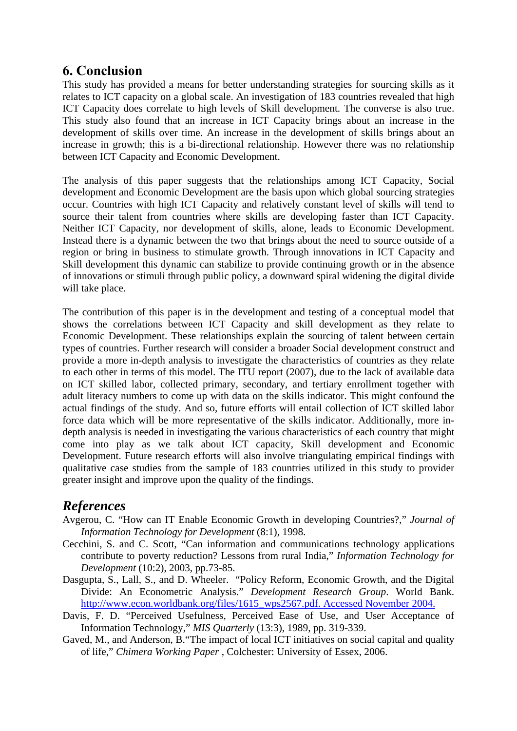## 6. Conclusion

This study has provided a means for better understanding strategies for sourcing skills as it relates to ICT capacity on a global scale. An investigation of 183 countries revealed that high ICT Capacity does correlate to high levels of Skill development. The converse is also true. This study also found that an increase in ICT Capacity brings about an increase in the development of skills over time. An increase in the development of skills brings about an increase in growth; this is a bi-directional relationship. However there was no relationship between ICT Capacity and Economic Development.

The analysis of this paper suggests that the relationships among ICT Capacity, Social development and Economic Development are the basis upon which global sourcing strategies occur. Countries with high ICT Capacity and relatively constant level of skills will tend to source their talent from countries where skills are developing faster than ICT Capacity. Neither ICT Capacity, nor development of skills, alone, leads to Economic Development. Instead there is a dynamic between the two that brings about the need to source outside of a region or bring in business to stimulate growth. Through innovations in ICT Capacity and Skill development this dynamic can stabilize to provide continuing growth or in the absence of innovations or stimuli through public policy, a downward spiral widening the digital divide will take place.

The contribution of this paper is in the development and testing of a conceptual model that shows the correlations between ICT Capacity and skill development as they relate to Economic Development. These relationships explain the sourcing of talent between certain types of countries. Further research will consider a broader Social development construct and provide a more in-depth analysis to investigate the characteristics of countries as they relate to each other in terms of this model. The ITU report (2007), due to the lack of available data on ICT skilled labor, collected primary, secondary, and tertiary enrollment together with adult literacy numbers to come up with data on the skills indicator. This might confound the actual findings of the study. And so, future efforts will entail collection of ICT skilled labor force data which will be more representative of the skills indicator. Additionally, more in-depth analysis is needed in investigating the various characteristics of each country that might come into play as we talk about ICT capacity, Skill development and Economic Development. Future research efforts will also involve triangulating empirical findings with qualitative case studies from the sample of 183 countries utilized in this study to provider greater insight and improve upon the quality of the findings.

## *References*

Avgerou, C. "How can IT Enable Economic Growth in developing Countries?," *Journal of Information Technology for Development* (8:1), 1998.

Cecchini, S. and C. Scott, "Can information and communications technology applications contribute to poverty reduction? Lessons from rural India," *Information Technology for Development* (10:2), 2003, pp.73-85.

Dasgupta, S., Lall, S., and D. Wheeler. "Policy Reform, Economic Growth, and the Digital Divide: An Econometric Analysis." *Development Research Group*. World Bank. http://www.econ.worldbank.org/files/1615_wps2567.pdf. Accessed November 2004.

Davis, F. D. "Perceived Usefulness, Perceived Ease of Use, and User Acceptance of Information Technology," *MIS Quarterly* (13:3), 1989, pp. 319-339.

Gaved, M., and Anderson, B."The impact of local ICT initiatives on social capital and quality of life," *Chimera Working Paper* , Colchester: University of Essex, 2006.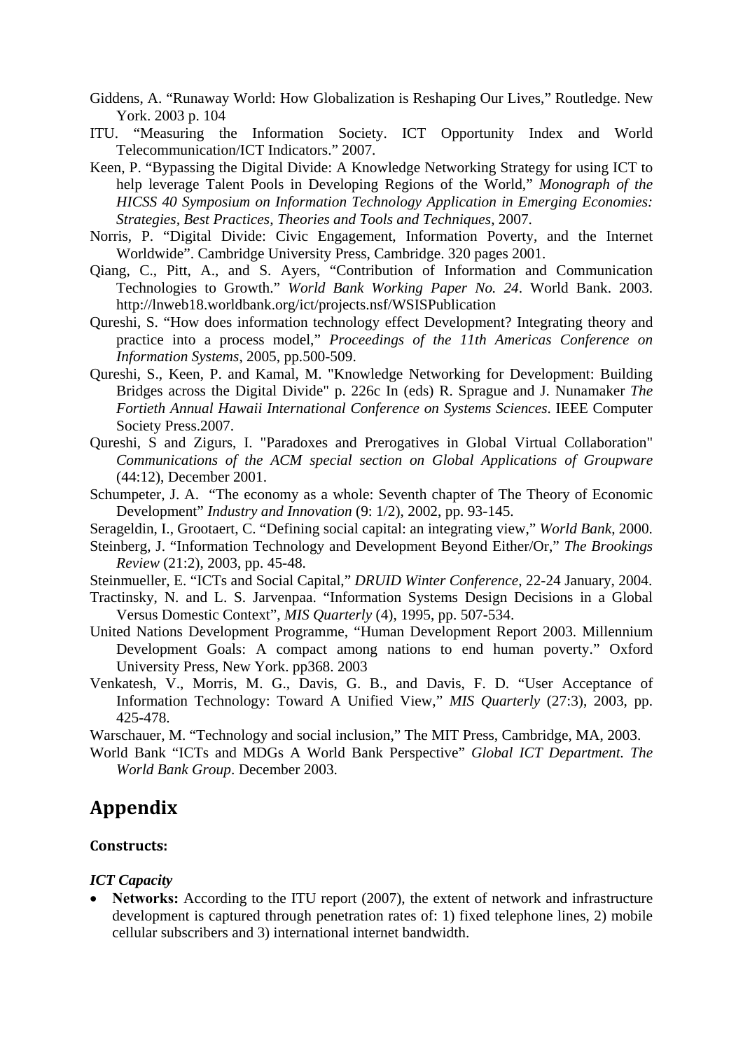Giddens, A. "Runaway World: How Globalization is Reshaping Our Lives," Routledge. New York. 2003 p. 104

ITU. "Measuring the Information Society. ICT Opportunity Index and World Telecommunication/ICT Indicators." 2007.

Keen, P. "Bypassing the Digital Divide: A Knowledge Networking Strategy for using ICT to help leverage Talent Pools in Developing Regions of the World," *Monograph of the HICSS 40 Symposium on Information Technology Application in Emerging Economies: Strategies, Best Practices, Theories and Tools and Techniques*, 2007.

Norris, P. "Digital Divide: Civic Engagement, Information Poverty, and the Internet Worldwide". Cambridge University Press, Cambridge. 320 pages 2001.

Qiang, C., Pitt, A., and S. Ayers, "Contribution of Information and Communication Technologies to Growth." *World Bank Working Paper No. 24*. World Bank. 2003. http://lnweb18.worldbank.org/ict/projects.nsf/WSISPublication

Qureshi, S. "How does information technology effect Development? Integrating theory and practice into a process model," *Proceedings of the 11th Americas Conference on Information Systems*, 2005, pp.500-509.

Qureshi, S., Keen, P. and Kamal, M. "Knowledge Networking for Development: Building Bridges across the Digital Divide" p. 226c In (eds) R. Sprague and J. Nunamaker *The Fortieth Annual Hawaii International Conference on Systems Sciences*. IEEE Computer Society Press.2007.

Qureshi, S and Zigurs, I. "Paradoxes and Prerogatives in Global Virtual Collaboration" *Communications of the ACM special section on Global Applications of Groupware* (44:12), December 2001.

Schumpeter, J. A. "The economy as a whole: Seventh chapter of The Theory of Economic Development" *Industry and Innovation* (9: 1/2), 2002, pp. 93-145.

Serageldin, I., Grootaert, C. "Defining social capital: an integrating view," *World Bank*, 2000.

Steinberg, J. "Information Technology and Development Beyond Either/Or," *The Brookings Review* (21:2), 2003, pp. 45-48.

Steinmueller, E. "ICTs and Social Capital," *DRUID Winter Conference*, 22-24 January, 2004.

Tractinsky, N. and L. S. Jarvenpaa. "Information Systems Design Decisions in a Global Versus Domestic Context", *MIS Quarterly* (4), 1995, pp. 507-534.

United Nations Development Programme, "Human Development Report 2003. Millennium Development Goals: A compact among nations to end human poverty." Oxford University Press, New York. pp368. 2003

Venkatesh, V., Morris, M. G., Davis, G. B., and Davis, F. D. "User Acceptance of Information Technology: Toward A Unified View," *MIS Quarterly* (27:3), 2003, pp. 425-478.

Warschauer, M. "Technology and social inclusion," The MIT Press, Cambridge, MA, 2003.

World Bank "ICTs and MDGs A World Bank Perspective" *Global ICT Department. The World Bank Group*. December 2003.

# Appendix

### Constructs:

***ICT Capacity***

- **Networks:** According to the ITU report (2007), the extent of network and infrastructure development is captured through penetration rates of: 1) fixed telephone lines, 2) mobile cellular subscribers and 3) international internet bandwidth.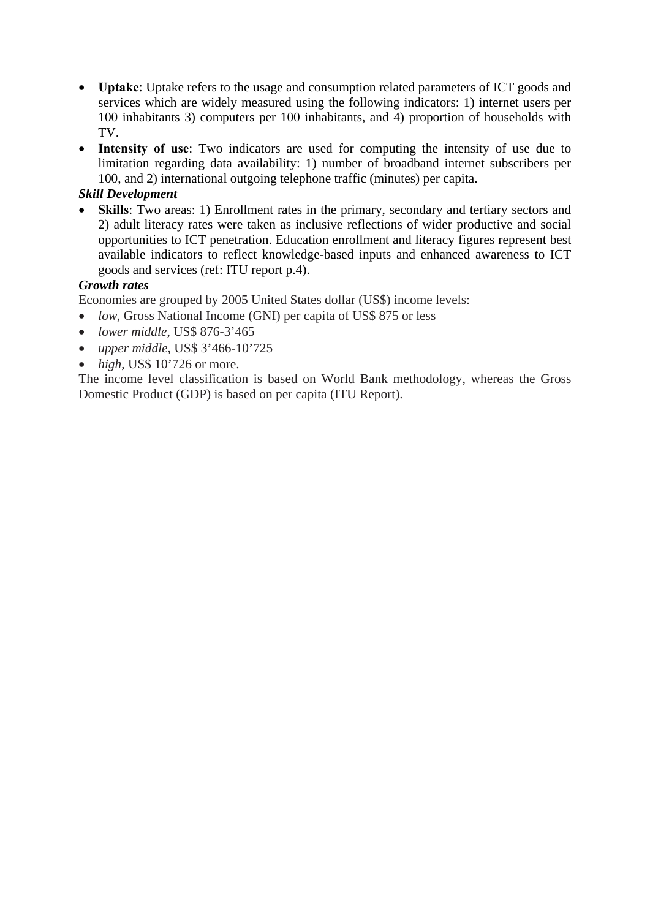- **Uptake**: Uptake refers to the usage and consumption related parameters of ICT goods and services which are widely measured using the following indicators: 1) internet users per 100 inhabitants 3) computers per 100 inhabitants, and 4) proportion of households with TV.
- **Intensity of use**: Two indicators are used for computing the intensity of use due to limitation regarding data availability: 1) number of broadband internet subscribers per 100, and 2) international outgoing telephone traffic (minutes) per capita.

***Skill Development***

- **Skills**: Two areas: 1) Enrollment rates in the primary, secondary and tertiary sectors and 2) adult literacy rates were taken as inclusive reflections of wider productive and social opportunities to ICT penetration. Education enrollment and literacy figures represent best available indicators to reflect knowledge-based inputs and enhanced awareness to ICT goods and services (ref: ITU report p.4).

***Growth rates***

Economies are grouped by 2005 United States dollar (US$) income levels:

- *low*, Gross National Income (GNI) per capita of US$ 875 or less
- *lower middle*, US$ 876-3'465
- *upper middle*, US$ 3'466-10'725
- *high*, US$ 10'726 or more.

The income level classification is based on World Bank methodology, whereas the Gross Domestic Product (GDP) is based on per capita (ITU Report).